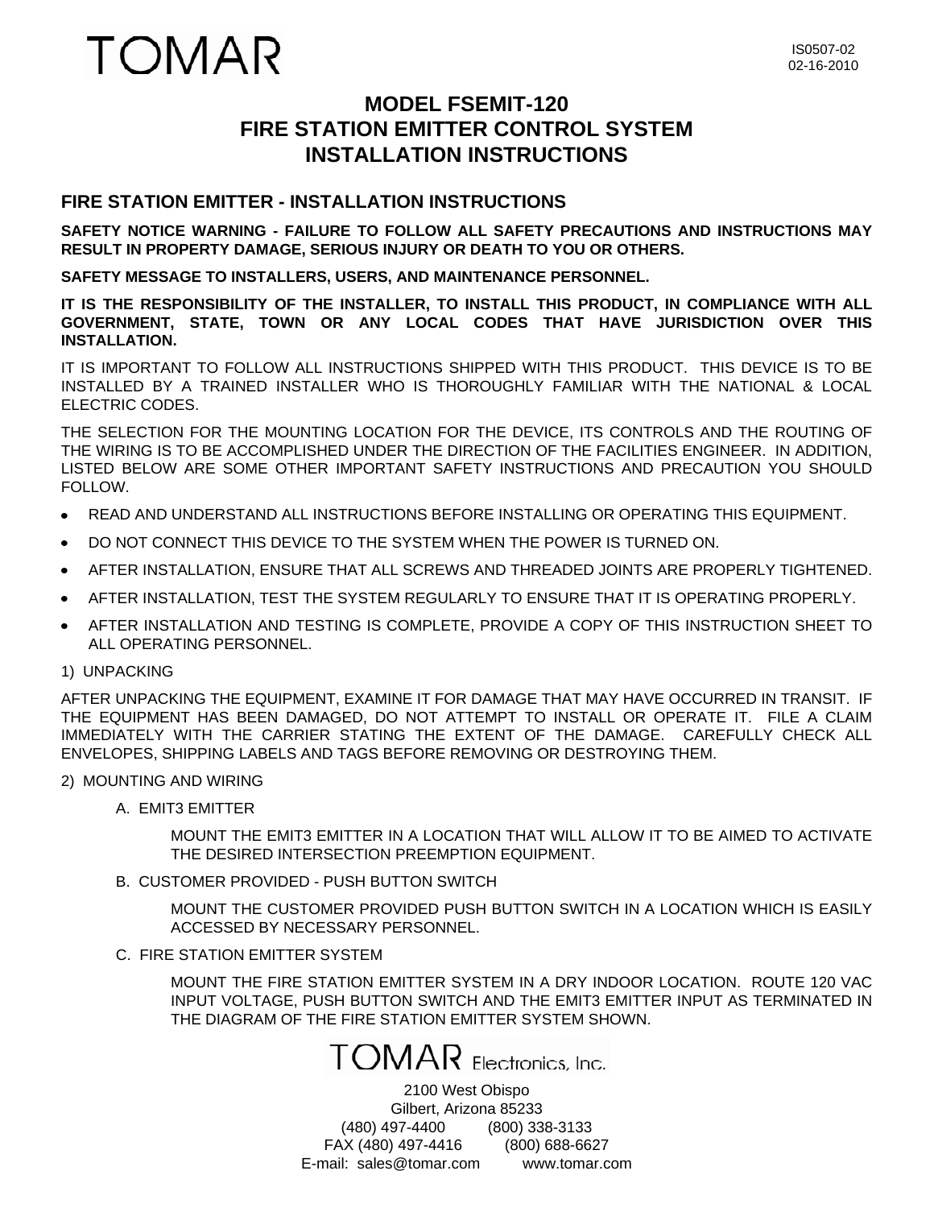TOMAR

IS0507-02
02-16-2010

# MODEL FSEMIT-120
# FIRE STATION EMITTER CONTROL SYSTEM
# INSTALLATION INSTRUCTIONS

## FIRE STATION EMITTER - INSTALLATION INSTRUCTIONS

**SAFETY NOTICE WARNING - FAILURE TO FOLLOW ALL SAFETY PRECAUTIONS AND INSTRUCTIONS MAY RESULT IN PROPERTY DAMAGE, SERIOUS INJURY OR DEATH TO YOU OR OTHERS.**

**SAFETY MESSAGE TO INSTALLERS, USERS, AND MAINTENANCE PERSONNEL.**

**IT IS THE RESPONSIBILITY OF THE INSTALLER, TO INSTALL THIS PRODUCT, IN COMPLIANCE WITH ALL GOVERNMENT, STATE, TOWN OR ANY LOCAL CODES THAT HAVE JURISDICTION OVER THIS INSTALLATION.**

IT IS IMPORTANT TO FOLLOW ALL INSTRUCTIONS SHIPPED WITH THIS PRODUCT. THIS DEVICE IS TO BE INSTALLED BY A TRAINED INSTALLER WHO IS THOROUGHLY FAMILIAR WITH THE NATIONAL & LOCAL ELECTRIC CODES.

THE SELECTION FOR THE MOUNTING LOCATION FOR THE DEVICE, ITS CONTROLS AND THE ROUTING OF THE WIRING IS TO BE ACCOMPLISHED UNDER THE DIRECTION OF THE FACILITIES ENGINEER. IN ADDITION, LISTED BELOW ARE SOME OTHER IMPORTANT SAFETY INSTRUCTIONS AND PRECAUTION YOU SHOULD FOLLOW.

- READ AND UNDERSTAND ALL INSTRUCTIONS BEFORE INSTALLING OR OPERATING THIS EQUIPMENT.
- DO NOT CONNECT THIS DEVICE TO THE SYSTEM WHEN THE POWER IS TURNED ON.
- AFTER INSTALLATION, ENSURE THAT ALL SCREWS AND THREADED JOINTS ARE PROPERLY TIGHTENED.
- AFTER INSTALLATION, TEST THE SYSTEM REGULARLY TO ENSURE THAT IT IS OPERATING PROPERLY.
- AFTER INSTALLATION AND TESTING IS COMPLETE, PROVIDE A COPY OF THIS INSTRUCTION SHEET TO ALL OPERATING PERSONNEL.

1) UNPACKING

AFTER UNPACKING THE EQUIPMENT, EXAMINE IT FOR DAMAGE THAT MAY HAVE OCCURRED IN TRANSIT. IF THE EQUIPMENT HAS BEEN DAMAGED, DO NOT ATTEMPT TO INSTALL OR OPERATE IT. FILE A CLAIM IMMEDIATELY WITH THE CARRIER STATING THE EXTENT OF THE DAMAGE. CAREFULLY CHECK ALL ENVELOPES, SHIPPING LABELS AND TAGS BEFORE REMOVING OR DESTROYING THEM.

2) MOUNTING AND WIRING

A. EMIT3 EMITTER

MOUNT THE EMIT3 EMITTER IN A LOCATION THAT WILL ALLOW IT TO BE AIMED TO ACTIVATE THE DESIRED INTERSECTION PREEMPTION EQUIPMENT.

B. CUSTOMER PROVIDED - PUSH BUTTON SWITCH

MOUNT THE CUSTOMER PROVIDED PUSH BUTTON SWITCH IN A LOCATION WHICH IS EASILY ACCESSED BY NECESSARY PERSONNEL.

C. FIRE STATION EMITTER SYSTEM

MOUNT THE FIRE STATION EMITTER SYSTEM IN A DRY INDOOR LOCATION. ROUTE 120 VAC INPUT VOLTAGE, PUSH BUTTON SWITCH AND THE EMIT3 EMITTER INPUT AS TERMINATED IN THE DIAGRAM OF THE FIRE STATION EMITTER SYSTEM SHOWN.

TOMAR Electronics, Inc.

2100 West Obispo
Gilbert, Arizona 85233
(480) 497-4400 (800) 338-3133
FAX (480) 497-4416 (800) 688-6627
E-mail: sales@tomar.com www.tomar.com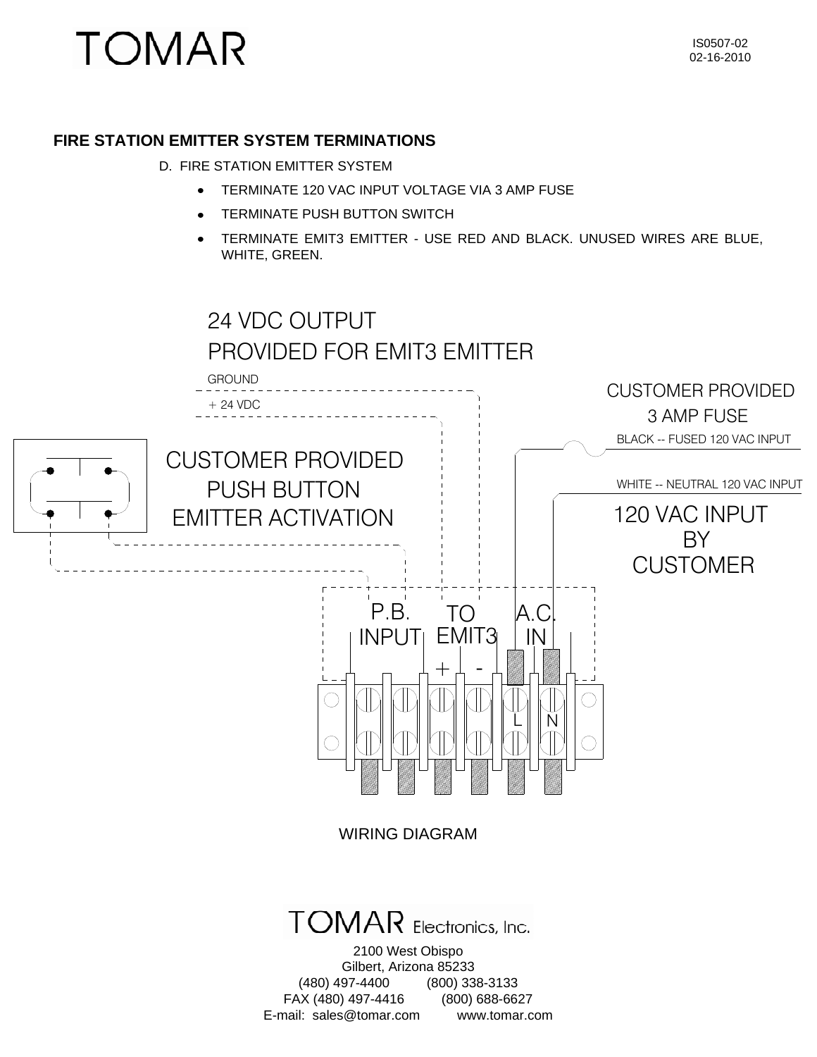## FIRE STATION EMITTER SYSTEM TERMINATIONS

D. FIRE STATION EMITTER SYSTEM

- TERMINATE 120 VAC INPUT VOLTAGE VIA 3 AMP FUSE
- TERMINATE PUSH BUTTON SWITCH
- TERMINATE EMIT3 EMITTER - USE RED AND BLACK. UNUSED WIRES ARE BLUE, WHITE, GREEN.

24 VDC OUTPUT
PROVIDED FOR EMIT3 EMITTER

GROUND

+ 24 VDC

CUSTOMER PROVIDED
3 AMP FUSE

BLACK -- FUSED 120 VAC INPUT

CUSTOMER PROVIDED
PUSH BUTTON
EMITTER ACTIVATION

WHITE -- NEUTRAL 120 VAC INPUT

120 VAC INPUT
BY
CUSTOMER

P.B.
INPUT

TO
EMIT3

+

-

A.C.
IN

L

N

WIRING DIAGRAM

TOMAR Electronics, Inc.

2100 West Obispo
Gilbert, Arizona 85233
(480) 497-4400 (800) 338-3133
FAX (480) 497-4416 (800) 688-6627
E-mail: sales@tomar.com www.tomar.com